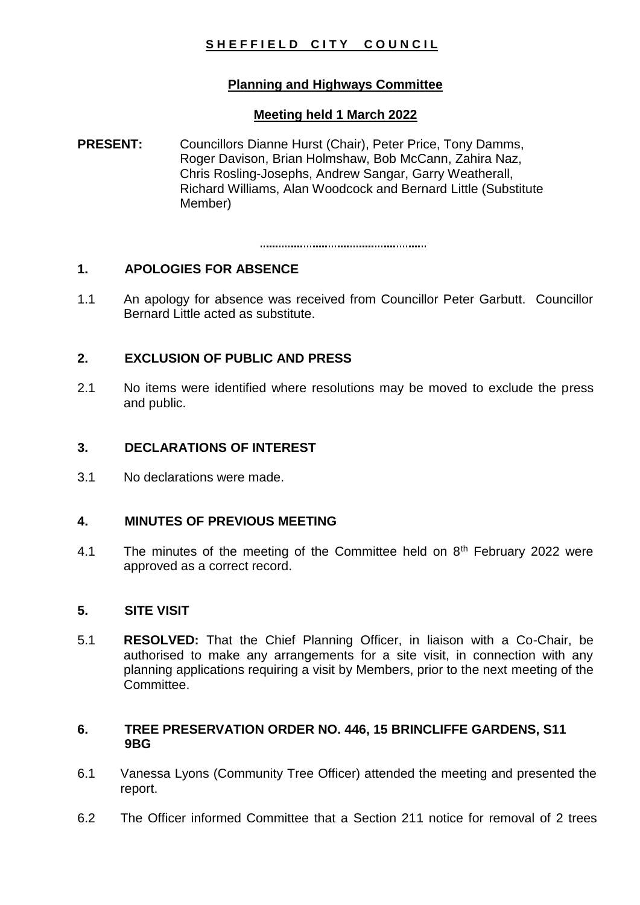**S H E F F I E L D   C I T Y   C O U N C I L**

**Planning and Highways Committee**

**Meeting held 1 March 2022**

**PRESENT:** Councillors Dianne Hurst (Chair), Peter Price, Tony Damms, Roger Davison, Brian Holmshaw, Bob McCann, Zahira Naz, Chris Rosling-Josephs, Andrew Sangar, Garry Weatherall, Richard Williams, Alan Woodcock and Bernard Little (Substitute Member)

.....................................................

## 1. APOLOGIES FOR ABSENCE

1.1 An apology for absence was received from Councillor Peter Garbutt. Councillor Bernard Little acted as substitute.

## 2. EXCLUSION OF PUBLIC AND PRESS

2.1 No items were identified where resolutions may be moved to exclude the press and public.

## 3. DECLARATIONS OF INTEREST

3.1 No declarations were made.

## 4. MINUTES OF PREVIOUS MEETING

4.1 The minutes of the meeting of the Committee held on 8th February 2022 were approved as a correct record.

## 5. SITE VISIT

5.1 **RESOLVED:** That the Chief Planning Officer, in liaison with a Co-Chair, be authorised to make any arrangements for a site visit, in connection with any planning applications requiring a visit by Members, prior to the next meeting of the Committee.

## 6. TREE PRESERVATION ORDER NO. 446, 15 BRINCLIFFE GARDENS, S11 9BG

6.1 Vanessa Lyons (Community Tree Officer) attended the meeting and presented the report.

6.2 The Officer informed Committee that a Section 211 notice for removal of 2 trees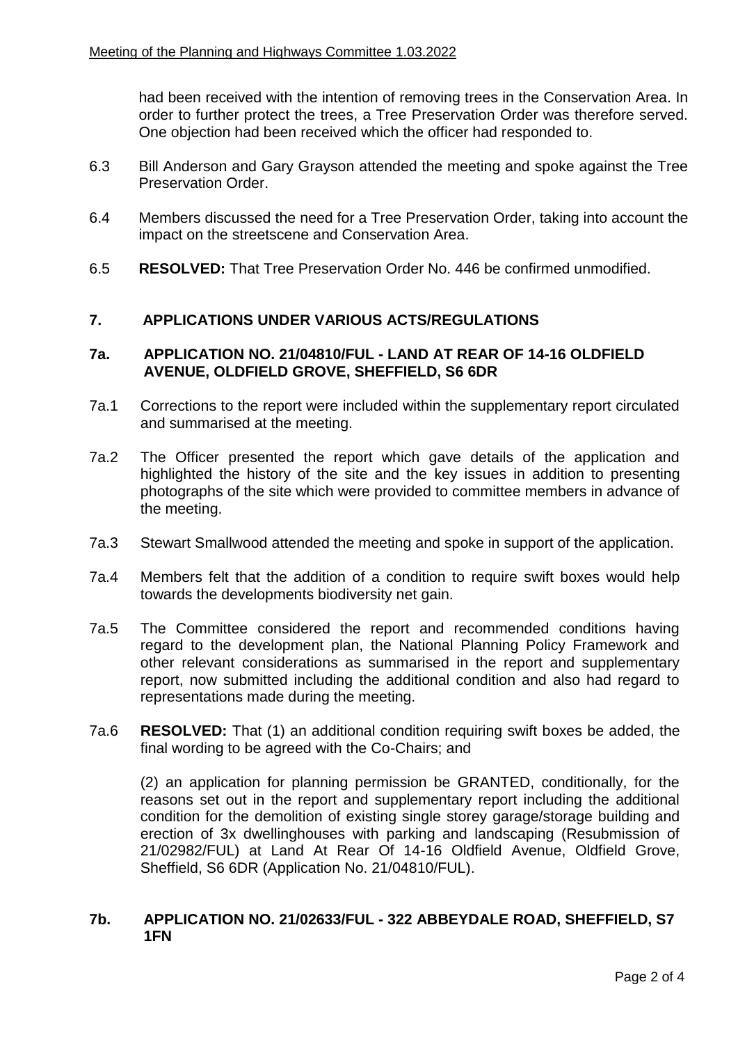had been received with the intention of removing trees in the Conservation Area. In order to further protect the trees, a Tree Preservation Order was therefore served. One objection had been received which the officer had responded to.

6.3 Bill Anderson and Gary Grayson attended the meeting and spoke against the Tree Preservation Order.

6.4 Members discussed the need for a Tree Preservation Order, taking into account the impact on the streetscene and Conservation Area.

6.5 **RESOLVED:** That Tree Preservation Order No. 446 be confirmed unmodified.

## 7. APPLICATIONS UNDER VARIOUS ACTS/REGULATIONS

### 7a. APPLICATION NO. 21/04810/FUL - LAND AT REAR OF 14-16 OLDFIELD AVENUE, OLDFIELD GROVE, SHEFFIELD, S6 6DR

7a.1 Corrections to the report were included within the supplementary report circulated and summarised at the meeting.

7a.2 The Officer presented the report which gave details of the application and highlighted the history of the site and the key issues in addition to presenting photographs of the site which were provided to committee members in advance of the meeting.

7a.3 Stewart Smallwood attended the meeting and spoke in support of the application.

7a.4 Members felt that the addition of a condition to require swift boxes would help towards the developments biodiversity net gain.

7a.5 The Committee considered the report and recommended conditions having regard to the development plan, the National Planning Policy Framework and other relevant considerations as summarised in the report and supplementary report, now submitted including the additional condition and also had regard to representations made during the meeting.

7a.6 **RESOLVED:** That (1) an additional condition requiring swift boxes be added, the final wording to be agreed with the Co-Chairs; and

(2) an application for planning permission be GRANTED, conditionally, for the reasons set out in the report and supplementary report including the additional condition for the demolition of existing single storey garage/storage building and erection of 3x dwellinghouses with parking and landscaping (Resubmission of 21/02982/FUL) at Land At Rear Of 14-16 Oldfield Avenue, Oldfield Grove, Sheffield, S6 6DR (Application No. 21/04810/FUL).

### 7b. APPLICATION NO. 21/02633/FUL - 322 ABBEYDALE ROAD, SHEFFIELD, S7 1FN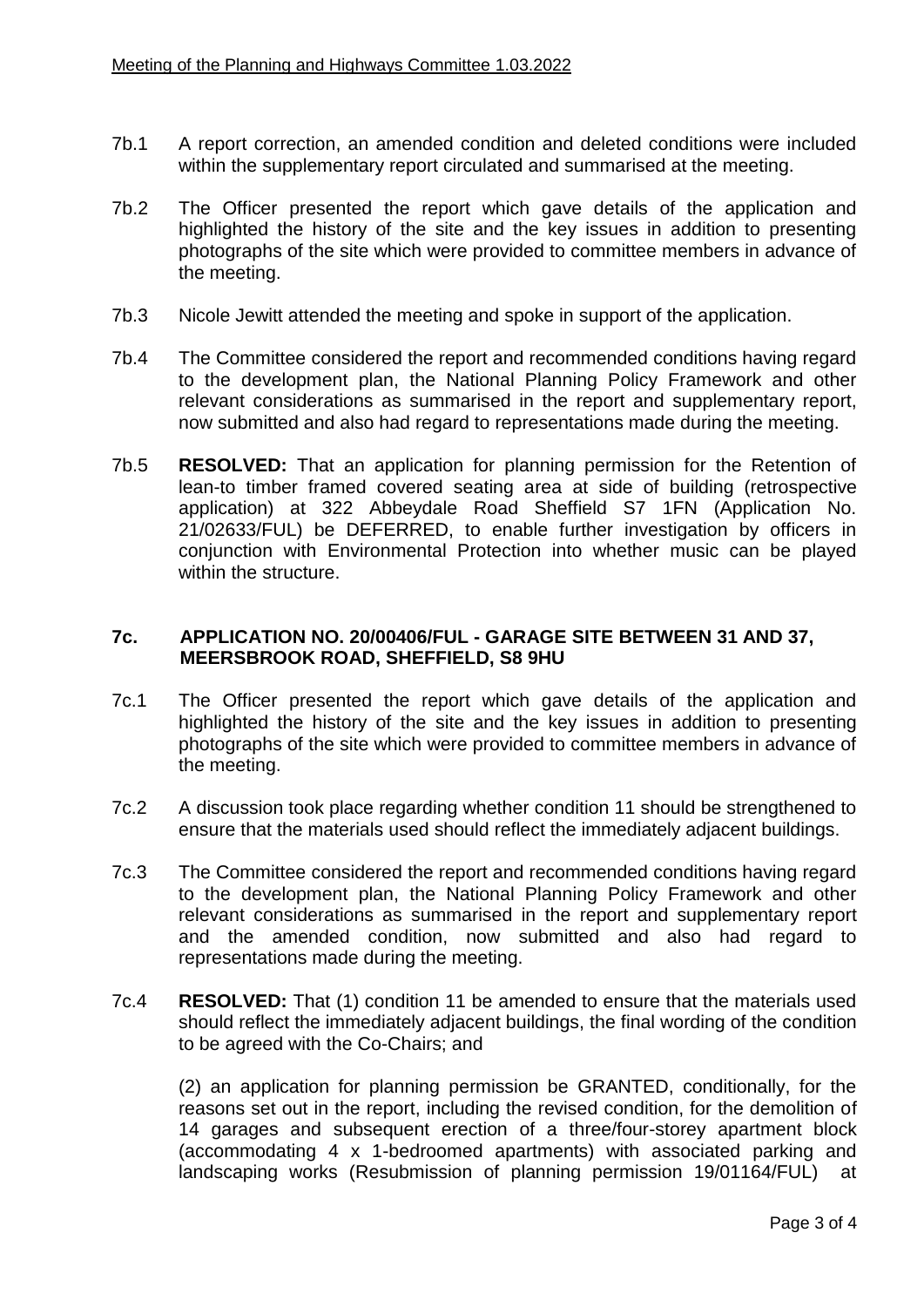7b.1 A report correction, an amended condition and deleted conditions were included within the supplementary report circulated and summarised at the meeting.

7b.2 The Officer presented the report which gave details of the application and highlighted the history of the site and the key issues in addition to presenting photographs of the site which were provided to committee members in advance of the meeting.

7b.3 Nicole Jewitt attended the meeting and spoke in support of the application.

7b.4 The Committee considered the report and recommended conditions having regard to the development plan, the National Planning Policy Framework and other relevant considerations as summarised in the report and supplementary report, now submitted and also had regard to representations made during the meeting.

7b.5 **RESOLVED:** That an application for planning permission for the Retention of lean-to timber framed covered seating area at side of building (retrospective application) at 322 Abbeydale Road Sheffield S7 1FN (Application No. 21/02633/FUL) be DEFERRED, to enable further investigation by officers in conjunction with Environmental Protection into whether music can be played within the structure.

### 7c. APPLICATION NO. 20/00406/FUL - GARAGE SITE BETWEEN 31 AND 37, MEERSBROOK ROAD, SHEFFIELD, S8 9HU

7c.1 The Officer presented the report which gave details of the application and highlighted the history of the site and the key issues in addition to presenting photographs of the site which were provided to committee members in advance of the meeting.

7c.2 A discussion took place regarding whether condition 11 should be strengthened to ensure that the materials used should reflect the immediately adjacent buildings.

7c.3 The Committee considered the report and recommended conditions having regard to the development plan, the National Planning Policy Framework and other relevant considerations as summarised in the report and supplementary report and the amended condition, now submitted and also had regard to representations made during the meeting.

7c.4 **RESOLVED:** That (1) condition 11 be amended to ensure that the materials used should reflect the immediately adjacent buildings, the final wording of the condition to be agreed with the Co-Chairs; and

(2) an application for planning permission be GRANTED, conditionally, for the reasons set out in the report, including the revised condition, for the demolition of 14 garages and subsequent erection of a three/four-storey apartment block (accommodating 4 x 1-bedroomed apartments) with associated parking and landscaping works (Resubmission of planning permission 19/01164/FUL) at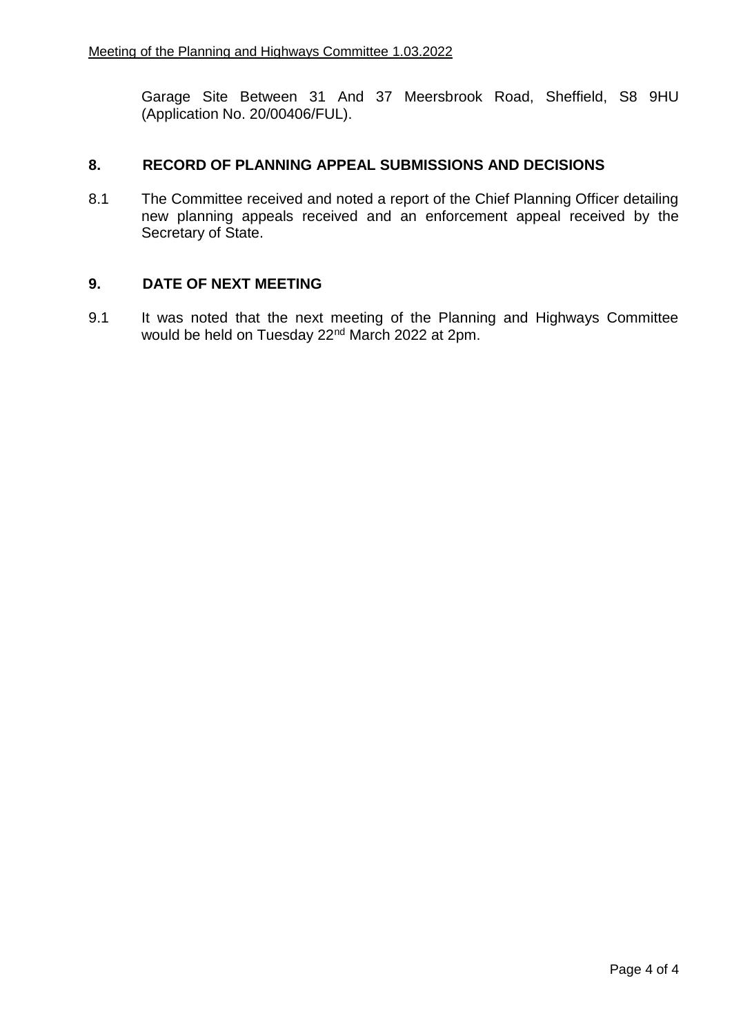Garage Site Between 31 And 37 Meersbrook Road, Sheffield, S8 9HU (Application No. 20/00406/FUL).

## 8. RECORD OF PLANNING APPEAL SUBMISSIONS AND DECISIONS

8.1 The Committee received and noted a report of the Chief Planning Officer detailing new planning appeals received and an enforcement appeal received by the Secretary of State.

## 9. DATE OF NEXT MEETING

9.1 It was noted that the next meeting of the Planning and Highways Committee would be held on Tuesday 22nd March 2022 at 2pm.